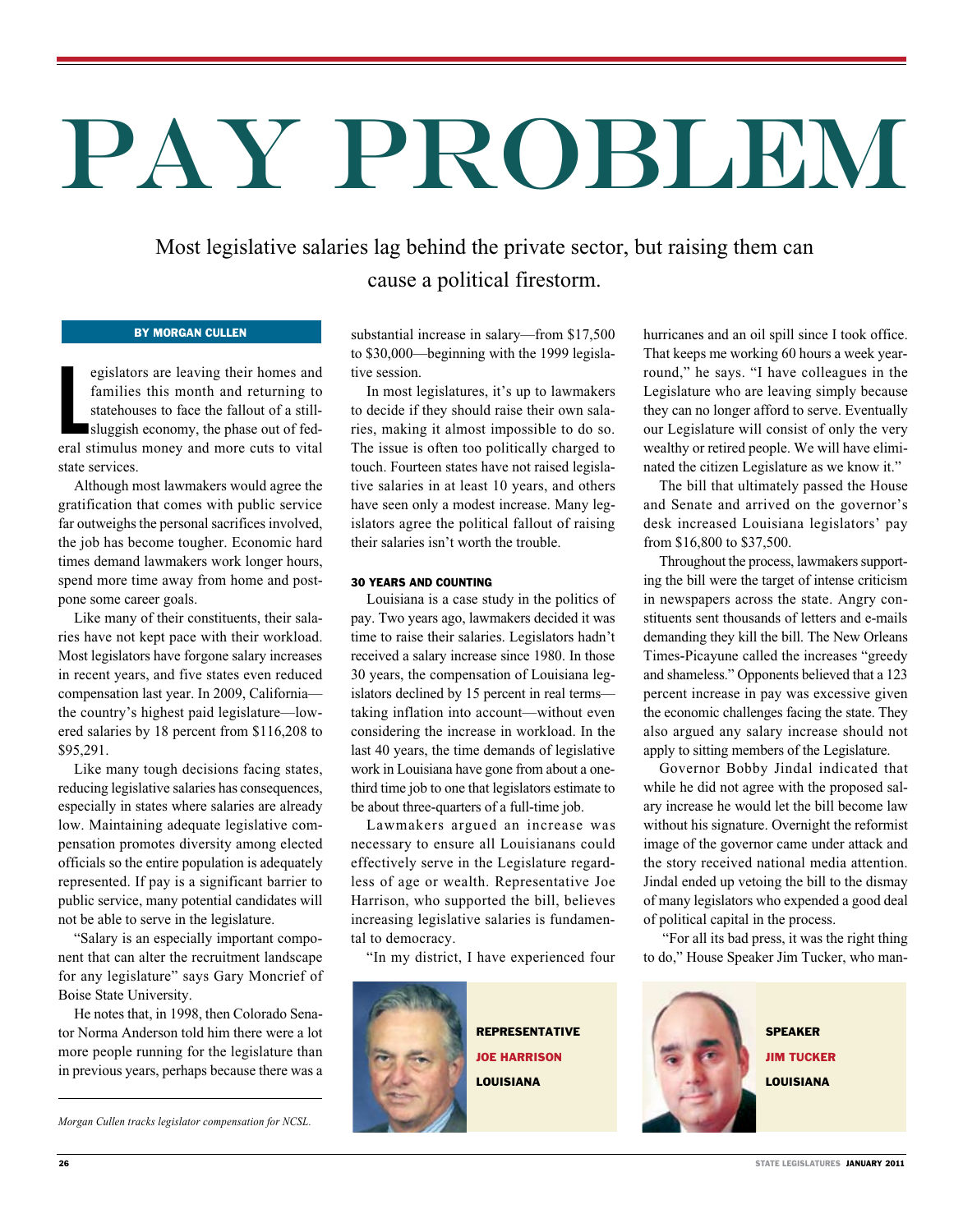# PAY PROBLEM

Most legislative salaries lag behind the private sector, but raising them can cause a political firestorm.

**BY MORGAN CULLEN**

Legislators are leaving their homes and families this month and returning to statehouses to face the fallout of a still-sluggish economy, the phase out of federal stimulus money and more cuts to vital state services.

Although most lawmakers would agree the gratification that comes with public service far outweighs the personal sacrifices involved, the job has become tougher. Economic hard times demand lawmakers work longer hours, spend more time away from home and postpone some career goals.

Like many of their constituents, their salaries have not kept pace with their workload. Most legislators have forgone salary increases in recent years, and five states even reduced compensation last year. In 2009, California—the country's highest paid legislature—lowered salaries by 18 percent from $116,208 to $95,291.

Like many tough decisions facing states, reducing legislative salaries has consequences, especially in states where salaries are already low. Maintaining adequate legislative compensation promotes diversity among elected officials so the entire population is adequately represented. If pay is a significant barrier to public service, many potential candidates will not be able to serve in the legislature.

"Salary is an especially important component that can alter the recruitment landscape for any legislature" says Gary Moncrief of Boise State University.

He notes that, in 1998, then Colorado Senator Norma Anderson told him there were a lot more people running for the legislature than in previous years, perhaps because there was a substantial increase in salary—from $17,500 to $30,000—beginning with the 1999 legislative session.

In most legislatures, it's up to lawmakers to decide if they should raise their own salaries, making it almost impossible to do so. The issue is often too politically charged to touch. Fourteen states have not raised legislative salaries in at least 10 years, and others have seen only a modest increase. Many legislators agree the political fallout of raising their salaries isn't worth the trouble.

### 30 YEARS AND COUNTING

Louisiana is a case study in the politics of pay. Two years ago, lawmakers decided it was time to raise their salaries. Legislators hadn't received a salary increase since 1980. In those 30 years, the compensation of Louisiana legislators declined by 15 percent in real terms—taking inflation into account—without even considering the increase in workload. In the last 40 years, the time demands of legislative work in Louisiana have gone from about a one-third time job to one that legislators estimate to be about three-quarters of a full-time job.

Lawmakers argued an increase was necessary to ensure all Louisianans could effectively serve in the Legislature regardless of age or wealth. Representative Joe Harrison, who supported the bill, believes increasing legislative salaries is fundamental to democracy.

"In my district, I have experienced four hurricanes and an oil spill since I took office. That keeps me working 60 hours a week year-round," he says. "I have colleagues in the Legislature who are leaving simply because they can no longer afford to serve. Eventually our Legislature will consist of only the very wealthy or retired people. We will have eliminated the citizen Legislature as we know it."

**REPRESENTATIVE JOE HARRISON LOUISIANA**

The bill that ultimately passed the House and Senate and arrived on the governor's desk increased Louisiana legislators' pay from $16,800 to $37,500.

Throughout the process, lawmakers supporting the bill were the target of intense criticism in newspapers across the state. Angry constituents sent thousands of letters and e-mails demanding they kill the bill. The New Orleans Times-Picayune called the increases "greedy and shameless." Opponents believed that a 123 percent increase in pay was excessive given the economic challenges facing the state. They also argued any salary increase should not apply to sitting members of the Legislature.

Governor Bobby Jindal indicated that while he did not agree with the proposed salary increase he would let the bill become law without his signature. Overnight the reformist image of the governor came under attack and the story received national media attention. Jindal ended up vetoing the bill to the dismay of many legislators who expended a good deal of political capital in the process.

"For all its bad press, it was the right thing to do," House Speaker Jim Tucker, who man-

**SPEAKER JIM TUCKER LOUISIANA**

*Morgan Cullen tracks legislator compensation for NCSL.*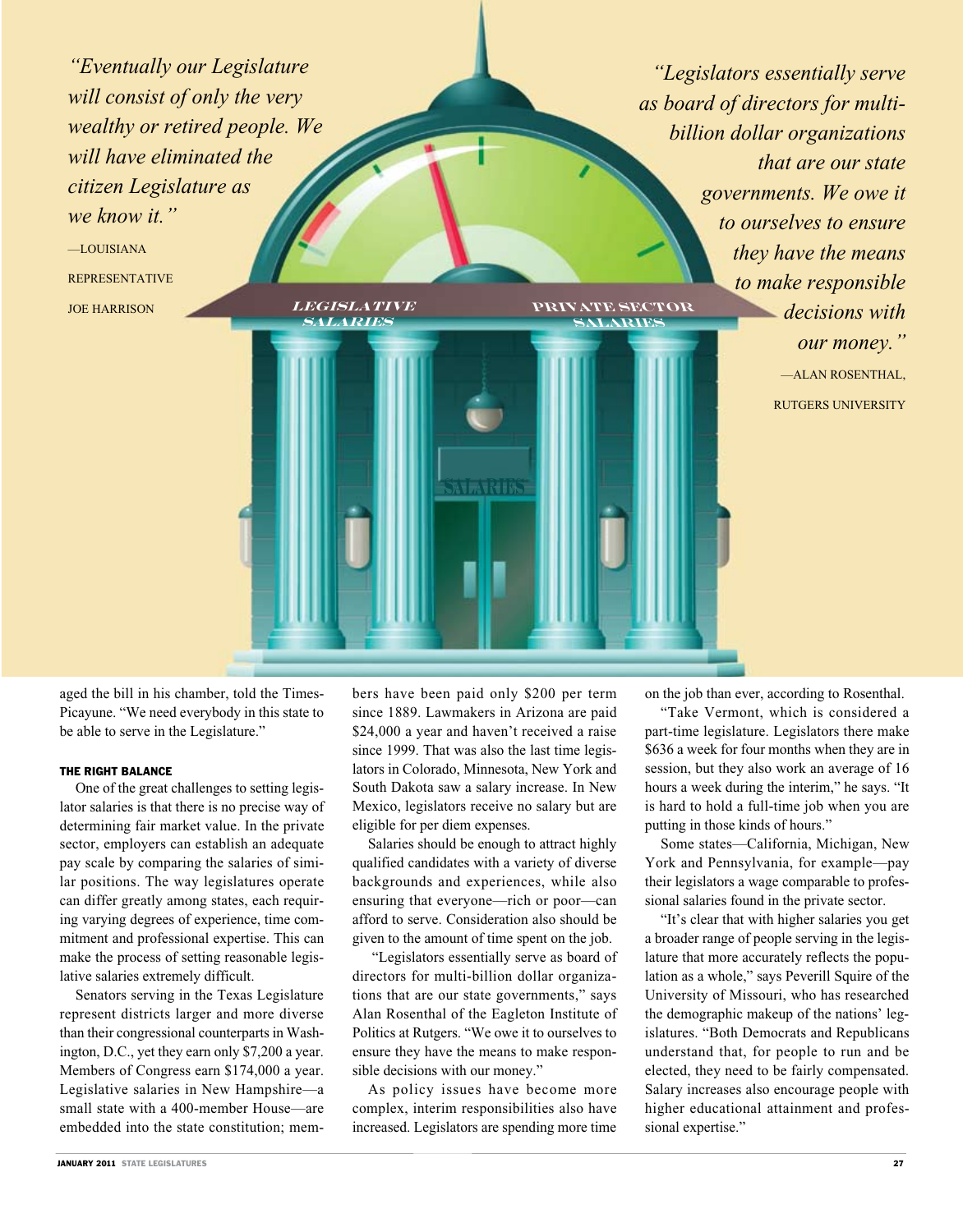*"Eventually our Legislature will consist of only the very wealthy or retired people. We will have eliminated the citizen Legislature as we know it."*

—LOUISIANA REPRESENTATIVE JOE HARRISON

*"Legislators essentially serve as board of directors for multi-billion dollar organizations that are our state governments. We owe it to ourselves to ensure they have the means to make responsible decisions with our money."*

—ALAN ROSENTHAL, RUTGERS UNIVERSITY

aged the bill in his chamber, told the Times-Picayune. "We need everybody in this state to be able to serve in the Legislature."

### THE RIGHT BALANCE

One of the great challenges to setting legislator salaries is that there is no precise way of determining fair market value. In the private sector, employers can establish an adequate pay scale by comparing the salaries of similar positions. The way legislatures operate can differ greatly among states, each requiring varying degrees of experience, time commitment and professional expertise. This can make the process of setting reasonable legislative salaries extremely difficult.

Senators serving in the Texas Legislature represent districts larger and more diverse than their congressional counterparts in Washington, D.C., yet they earn only $7,200 a year. Members of Congress earn $174,000 a year. Legislative salaries in New Hampshire—a small state with a 400-member House—are embedded into the state constitution; members have been paid only $200 per term since 1889. Lawmakers in Arizona are paid $24,000 a year and haven't received a raise since 1999. That was also the last time legislators in Colorado, Minnesota, New York and South Dakota saw a salary increase. In New Mexico, legislators receive no salary but are eligible for per diem expenses.

Salaries should be enough to attract highly qualified candidates with a variety of diverse backgrounds and experiences, while also ensuring that everyone—rich or poor—can afford to serve. Consideration also should be given to the amount of time spent on the job.

"Legislators essentially serve as board of directors for multi-billion dollar organizations that are our state governments," says Alan Rosenthal of the Eagleton Institute of Politics at Rutgers. "We owe it to ourselves to ensure they have the means to make responsible decisions with our money."

As policy issues have become more complex, interim responsibilities also have increased. Legislators are spending more time on the job than ever, according to Rosenthal.

"Take Vermont, which is considered a part-time legislature. Legislators there make $636 a week for four months when they are in session, but they also work an average of 16 hours a week during the interim," he says. "It is hard to hold a full-time job when you are putting in those kinds of hours."

Some states—California, Michigan, New York and Pennsylvania, for example—pay their legislators a wage comparable to professional salaries found in the private sector.

"It's clear that with higher salaries you get a broader range of people serving in the legislature that more accurately reflects the population as a whole," says Peverill Squire of the University of Missouri, who has researched the demographic makeup of the nations' legislatures. "Both Democrats and Republicans understand that, for people to run and be elected, they need to be fairly compensated. Salary increases also encourage people with higher educational attainment and professional expertise."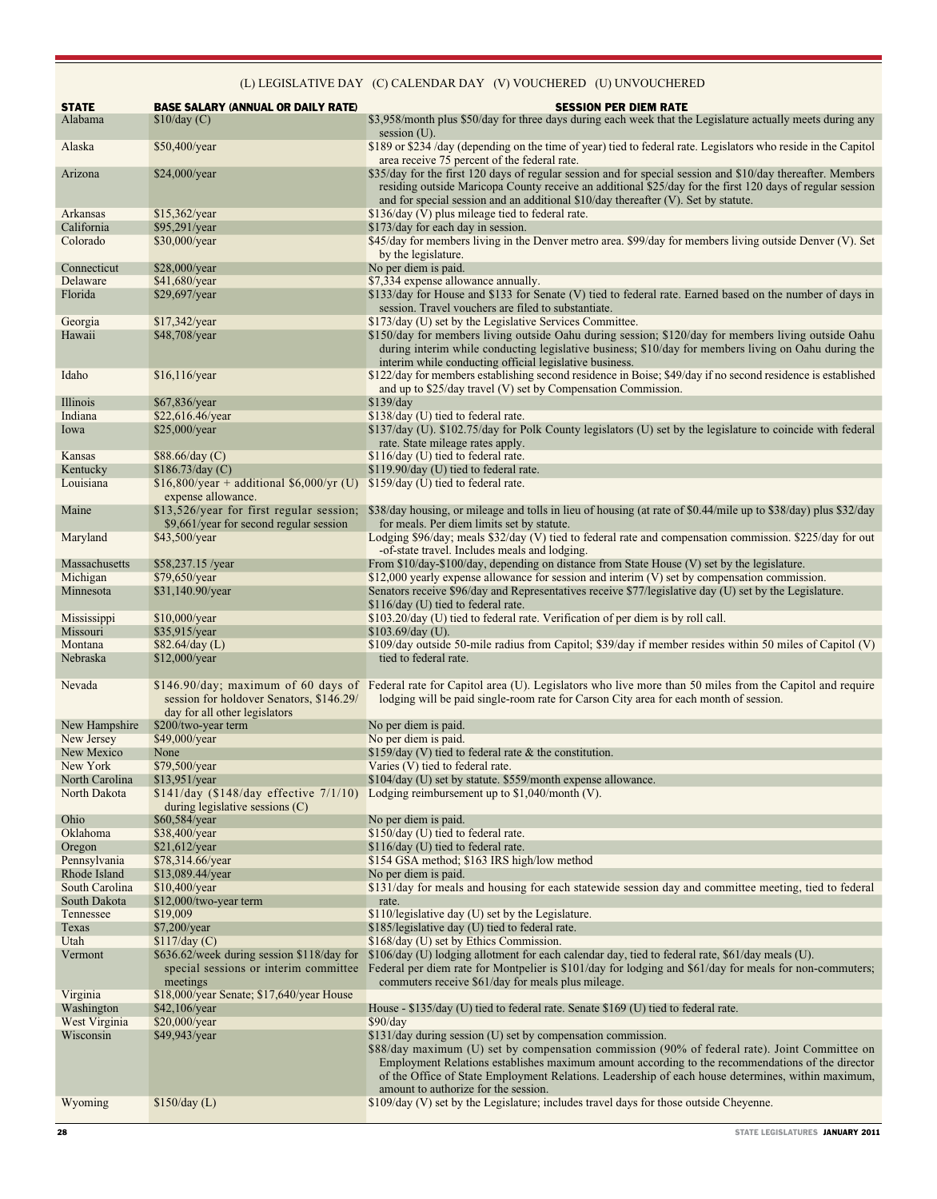(L) LEGISLATIVE DAY (C) CALENDAR DAY (V) VOUCHERED (U) UNVOUCHERED

| STATE | BASE SALARY (ANNUAL OR DAILY RATE) | SESSION PER DIEM RATE |
|---|---|---|
| Alabama | $10/day (C) | $3,958/month plus $50/day for three days during each week that the Legislature actually meets during any session (U). |
| Alaska | $50,400/year | $189 or $234 /day (depending on the time of year) tied to federal rate. Legislators who reside in the Capitol area receive 75 percent of the federal rate. |
| Arizona | $24,000/year | $35/day for the first 120 days of regular session and for special session and $10/day thereafter. Members residing outside Maricopa County receive an additional $25/day for the first 120 days of regular session and for special session and an additional $10/day thereafter (V). Set by statute. |
| Arkansas | $15,362/year | $136/day (V) plus mileage tied to federal rate. |
| California | $95,291/year | $173/day for each day in session. |
| Colorado | $30,000/year | $45/day for members living in the Denver metro area. $99/day for members living outside Denver (V). Set by the legislature. |
| Connecticut | $28,000/year | No per diem is paid. |
| Delaware | $41,680/year | $7,334 expense allowance annually. |
| Florida | $29,697/year | $133/day for House and $133 for Senate (V) tied to federal rate. Earned based on the number of days in session. Travel vouchers are filed to substantiate. |
| Georgia | $17,342/year | $173/day (U) set by the Legislative Services Committee. |
| Hawaii | $48,708/year | $150/day for members living outside Oahu during session; $120/day for members living outside Oahu during interim while conducting legislative business; $10/day for members living on Oahu during the interim while conducting official legislative business. |
| Idaho | $16,116/year | $122/day for members establishing second residence in Boise; $49/day if no second residence is established and up to $25/day travel (V) set by Compensation Commission. |
| Illinois | $67,836/year | $139/day |
| Indiana | $22,616.46/year | $138/day (U) tied to federal rate. |
| Iowa | $25,000/year | $137/day (U). $102.75/day for Polk County legislators (U) set by the legislature to coincide with federal rate. State mileage rates apply. |
| Kansas | $88.66/day (C) | $116/day (U) tied to federal rate. |
| Kentucky | $186.73/day (C) | $119.90/day (U) tied to federal rate. |
| Louisiana | $16,800/year + additional $6,000/yr (U) expense allowance. | $159/day (U) tied to federal rate. |
| Maine | $13,526/year for first regular session; $9,661/year for second regular session | $38/day housing, or mileage and tolls in lieu of housing (at rate of $0.44/mile up to $38/day) plus $32/day for meals. Per diem limits set by statute. |
| Maryland | $43,500/year | Lodging $96/day; meals $32/day (V) tied to federal rate and compensation commission. $225/day for out-of-state travel. Includes meals and lodging. |
| Massachusetts | $58,237.15 /year | From $10/day-$100/day, depending on distance from State House (V) set by the legislature. |
| Michigan | $79,650/year | $12,000 yearly expense allowance for session and interim (V) set by compensation commission. |
| Minnesota | $31,140.90/year | Senators receive $96/day and Representatives receive $77/legislative day (U) set by the Legislature. $116/day (U) tied to federal rate. |
| Mississippi | $10,000/year | $103.20/day (U) tied to federal rate. Verification of per diem is by roll call. |
| Missouri | $35,915/year | $103.69/day (U). |
| Montana | $82.64/day (L) | $109/day outside 50-mile radius from Capitol; $39/day if member resides within 50 miles of Capitol (V) tied to federal rate. |
| Nebraska | $12,000/year | |
| Nevada | $146.90/day; maximum of 60 days of session for holdover Senators, $146.29/day for all other legislators | Federal rate for Capitol area (U). Legislators who live more than 50 miles from the Capitol and require lodging will be paid single-room rate for Carson City area for each month of session. |
| New Hampshire | $200/two-year term | No per diem is paid. |
| New Jersey | $49,000/year | No per diem is paid. |
| New Mexico | None | $159/day (V) tied to federal rate & the constitution. |
| New York | $79,500/year | Varies (V) tied to federal rate. |
| North Carolina | $13,951/year | $104/day (U) set by statute. $559/month expense allowance. |
| North Dakota | $141/day ($148/day effective 7/1/10) during legislative sessions (C) | Lodging reimbursement up to $1,040/month (V). |
| Ohio | $60,584/year | No per diem is paid. |
| Oklahoma | $38,400/year | $150/day (U) tied to federal rate. |
| Oregon | $21,612/year | $116/day (U) tied to federal rate. |
| Pennsylvania | $78,314.66/year | $154 GSA method; $163 IRS high/low method |
| Rhode Island | $13,089.44/year | No per diem is paid. |
| South Carolina | $10,400/year | $131/day for meals and housing for each statewide session day and committee meeting, tied to federal rate. |
| South Dakota | $12,000/two-year term | |
| Tennessee | $19,009 | $110/legislative day (U) set by the Legislature. |
| Texas | $7,200/year | $185/legislative day (U) tied to federal rate. |
| Utah | $117/day (C) | $168/day (U) set by Ethics Commission. |
| Vermont | $636.62/week during session $118/day for special sessions or interim committee meetings | $106/day (U) lodging allotment for each calendar day, tied to federal rate, $61/day meals (U). Federal per diem rate for Montpelier is $101/day for lodging and $61/day for meals for non-commuters; commuters receive $61/day for meals plus mileage. |
| Virginia | $18,000/year Senate; $17,640/year House | |
| Washington | $42,106/year | House - $135/day (U) tied to federal rate. Senate $169 (U) tied to federal rate. |
| West Virginia | $20,000/year | $90/day |
| Wisconsin | $49,943/year | $131/day during session (U) set by compensation commission. $88/day maximum (U) set by compensation commission (90% of federal rate). Joint Committee on Employment Relations establishes maximum amount according to the recommendations of the director of the Office of State Employment Relations. Leadership of each house determines, within maximum, amount to authorize for the session. |
| Wyoming | $150/day (L) | $109/day (V) set by the Legislature; includes travel days for those outside Cheyenne. |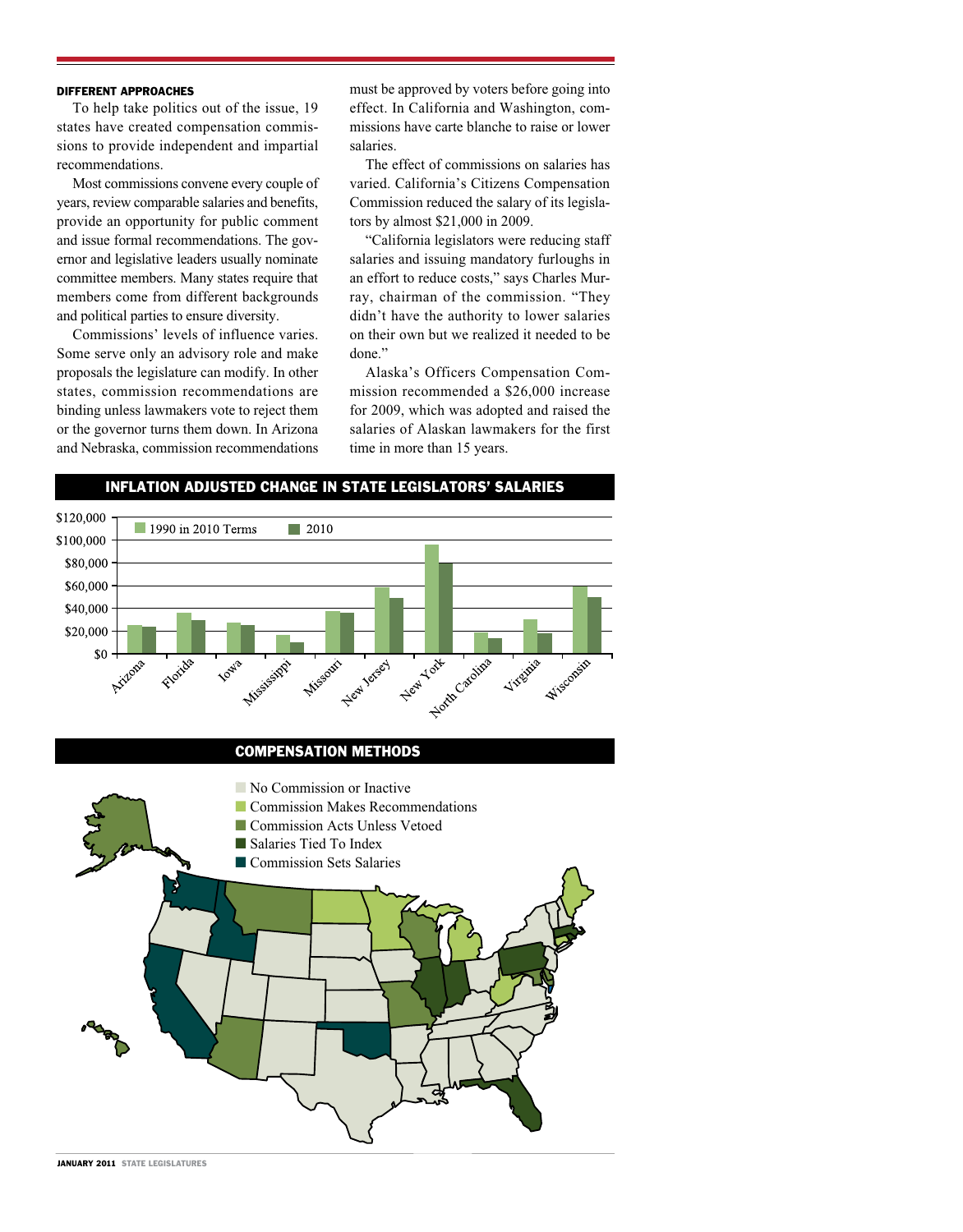### DIFFERENT APPROACHES

To help take politics out of the issue, 19 states have created compensation commissions to provide independent and impartial recommendations.

Most commissions convene every couple of years, review comparable salaries and benefits, provide an opportunity for public comment and issue formal recommendations. The governor and legislative leaders usually nominate committee members. Many states require that members come from different backgrounds and political parties to ensure diversity.

Commissions' levels of influence varies. Some serve only an advisory role and make proposals the legislature can modify. In other states, commission recommendations are binding unless lawmakers vote to reject them or the governor turns them down. In Arizona and Nebraska, commission recommendations must be approved by voters before going into effect. In California and Washington, commissions have carte blanche to raise or lower salaries.

The effect of commissions on salaries has varied. California's Citizens Compensation Commission reduced the salary of its legislators by almost $21,000 in 2009.

"California legislators were reducing staff salaries and issuing mandatory furloughs in an effort to reduce costs," says Charles Murray, chairman of the commission. "They didn't have the authority to lower salaries on their own but we realized it needed to be done."

Alaska's Officers Compensation Commission recommended a $26,000 increase for 2009, which was adopted and raised the salaries of Alaskan lawmakers for the first time in more than 15 years.

**INFLATION ADJUSTED CHANGE IN STATE LEGISLATORS' SALARIES**

Legend: 1990 in 2010 Terms; 2010

Y-axis: $0, $20,000, $40,000, $60,000, $80,000, $100,000, $120,000

States: Arizona, Florida, Iowa, Mississippi, Missouri, New Jersey, New York, North Carolina, Virginia, Wisconsin

**COMPENSATION METHODS**

- No Commission or Inactive
- Commission Makes Recommendations
- Commission Acts Unless Vetoed
- Salaries Tied To Index
- Commission Sets Salaries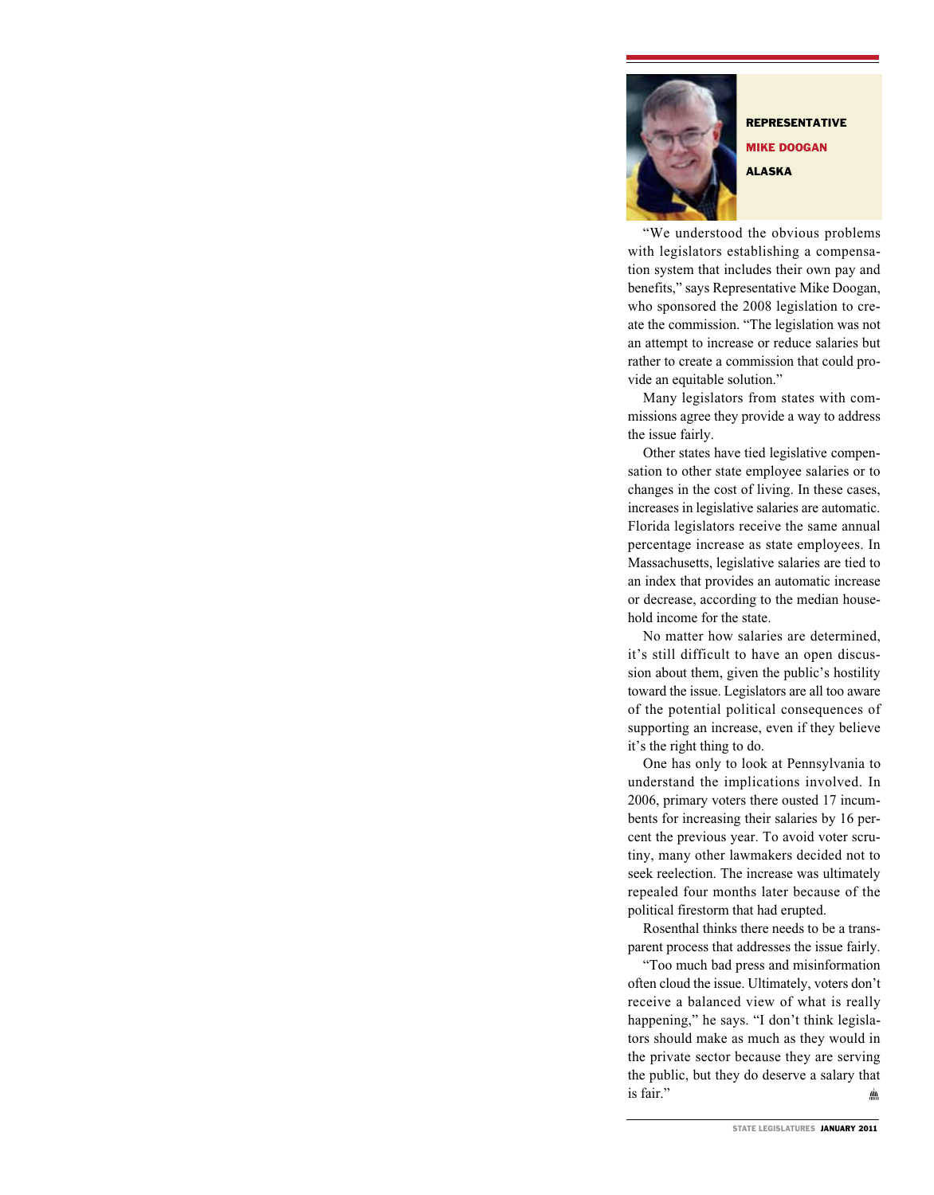**REPRESENTATIVE**

**MIKE DOOGAN**

**ALASKA**

"We understood the obvious problems with legislators establishing a compensation system that includes their own pay and benefits," says Representative Mike Doogan, who sponsored the 2008 legislation to create the commission. "The legislation was not an attempt to increase or reduce salaries but rather to create a commission that could provide an equitable solution."

Many legislators from states with commissions agree they provide a way to address the issue fairly.

Other states have tied legislative compensation to other state employee salaries or to changes in the cost of living. In these cases, increases in legislative salaries are automatic. Florida legislators receive the same annual percentage increase as state employees. In Massachusetts, legislative salaries are tied to an index that provides an automatic increase or decrease, according to the median household income for the state.

No matter how salaries are determined, it's still difficult to have an open discussion about them, given the public's hostility toward the issue. Legislators are all too aware of the potential political consequences of supporting an increase, even if they believe it's the right thing to do.

One has only to look at Pennsylvania to understand the implications involved. In 2006, primary voters there ousted 17 incumbents for increasing their salaries by 16 percent the previous year. To avoid voter scrutiny, many other lawmakers decided not to seek reelection. The increase was ultimately repealed four months later because of the political firestorm that had erupted.

Rosenthal thinks there needs to be a transparent process that addresses the issue fairly.

"Too much bad press and misinformation often cloud the issue. Ultimately, voters don't receive a balanced view of what is really happening," he says. "I don't think legislators should make as much as they would in the private sector because they are serving the public, but they do deserve a salary that is fair."